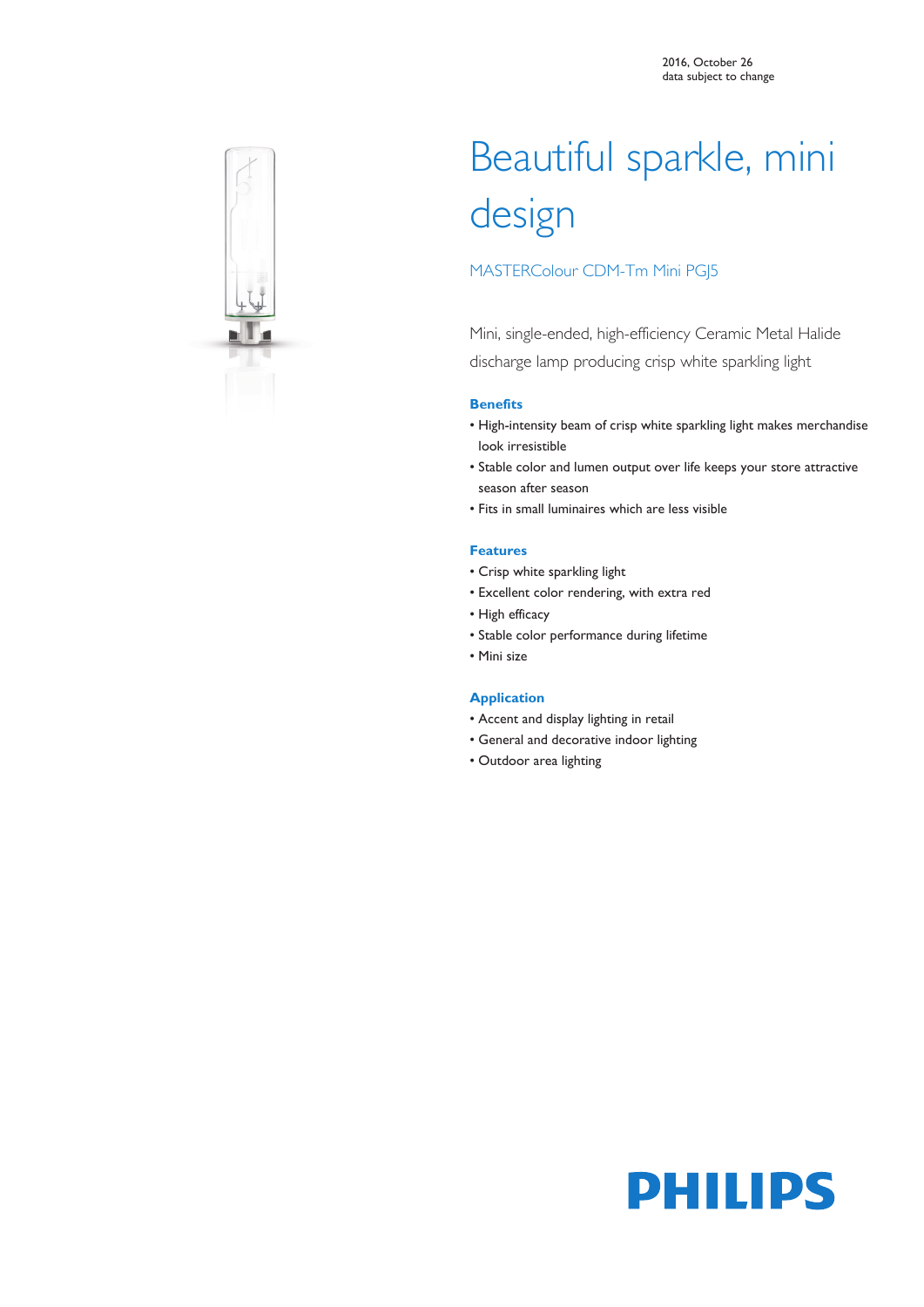2016, October 26
data subject to change

# Beautiful sparkle, mini design

## MASTERColour CDM-Tm Mini PGJ5

Mini, single-ended, high-efficiency Ceramic Metal Halide discharge lamp producing crisp white sparkling light

### Benefits

- High-intensity beam of crisp white sparkling light makes merchandise look irresistible
- Stable color and lumen output over life keeps your store attractive season after season
- Fits in small luminaires which are less visible

### Features

- Crisp white sparkling light
- Excellent color rendering, with extra red
- High efficacy
- Stable color performance during lifetime
- Mini size

### Application

- Accent and display lighting in retail
- General and decorative indoor lighting
- Outdoor area lighting

PHILIPS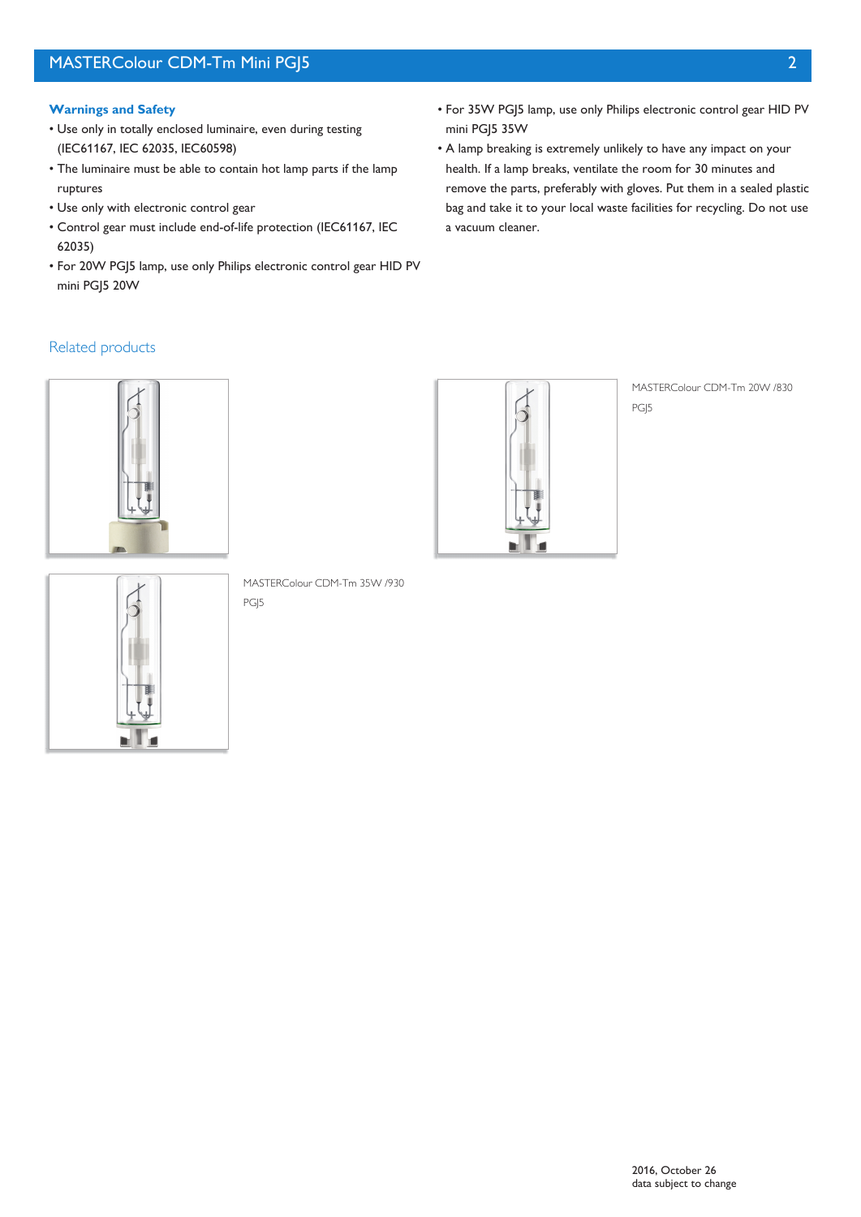## Warnings and Safety

- Use only in totally enclosed luminaire, even during testing (IEC61167, IEC 62035, IEC60598)
- The luminaire must be able to contain hot lamp parts if the lamp ruptures
- Use only with electronic control gear
- Control gear must include end-of-life protection (IEC61167, IEC 62035)
- For 20W PGJ5 lamp, use only Philips electronic control gear HID PV mini PGJ5 20W
- For 35W PGJ5 lamp, use only Philips electronic control gear HID PV mini PGJ5 35W
- A lamp breaking is extremely unlikely to have any impact on your health. If a lamp breaks, ventilate the room for 30 minutes and remove the parts, preferably with gloves. Put them in a sealed plastic bag and take it to your local waste facilities for recycling. Do not use a vacuum cleaner.

## Related products

MASTERColour CDM-Tm 20W /830 PGJ5

MASTERColour CDM-Tm 35W /930 PGJ5

2016, October 26
data subject to change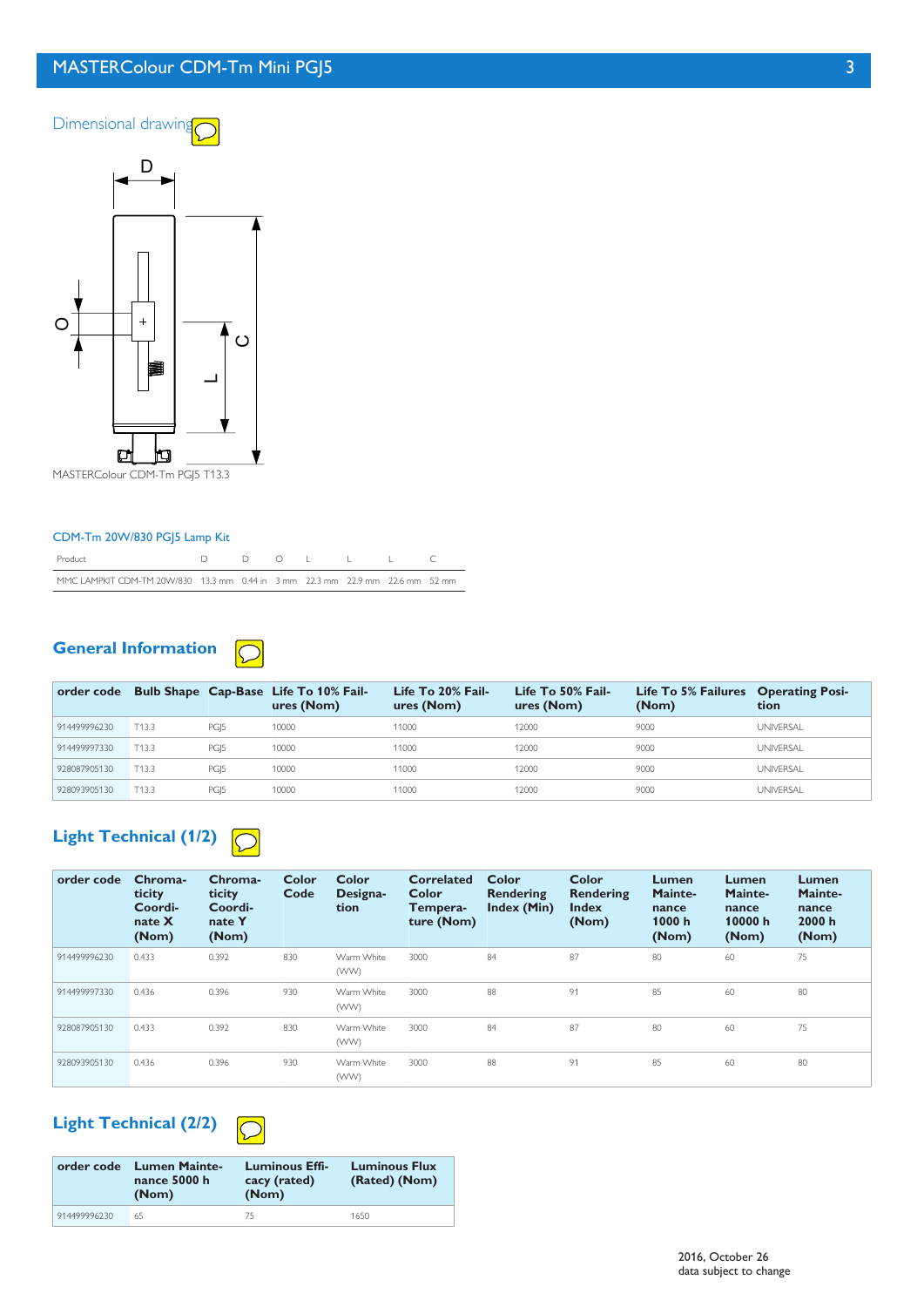## Dimensional drawing

MASTERColour CDM-Tm PGJ5 T13.3

CDM-Tm 20W/830 PGJ5 Lamp Kit

| Product | D | D | O | L | L | L | C |
|---|---|---|---|---|---|---|---|
| MMC LAMPKIT CDM-TM 20W/830 | 13.3 mm | 0.44 in | 3 mm | 22.3 mm | 22.9 mm | 22.6 mm | 52 mm |

## General Information

| order code | Bulb Shape | Cap-Base | Life To 10% Failures (Nom) | Life To 20% Failures (Nom) | Life To 50% Failures (Nom) | Life To 5% Failures (Nom) | Operating Position |
|---|---|---|---|---|---|---|---|
| 914499996230 | T13.3 | PGJ5 | 10000 | 11000 | 12000 | 9000 | UNIVERSAL |
| 914499997330 | T13.3 | PGJ5 | 10000 | 11000 | 12000 | 9000 | UNIVERSAL |
| 928087905130 | T13.3 | PGJ5 | 10000 | 11000 | 12000 | 9000 | UNIVERSAL |
| 928093905130 | T13.3 | PGJ5 | 10000 | 11000 | 12000 | 9000 | UNIVERSAL |

## Light Technical (1/2)

| order code | Chromaticity Coordinate X (Nom) | Chromaticity Coordinate Y (Nom) | Color Code | Color Designation | Correlated Color Temperature (Nom) | Color Rendering Index (Min) | Color Rendering Index (Nom) | Lumen Maintenance 1000 h (Nom) | Lumen Maintenance 10000 h (Nom) | Lumen Maintenance 2000 h (Nom) |
|---|---|---|---|---|---|---|---|---|---|---|
| 914499996230 | 0.433 | 0.392 | 830 | Warm White (WW) | 3000 | 84 | 87 | 80 | 60 | 75 |
| 914499997330 | 0.436 | 0.396 | 930 | Warm White (WW) | 3000 | 88 | 91 | 85 | 60 | 80 |
| 928087905130 | 0.433 | 0.392 | 830 | Warm White (WW) | 3000 | 84 | 87 | 80 | 60 | 75 |
| 928093905130 | 0.436 | 0.396 | 930 | Warm White (WW) | 3000 | 88 | 91 | 85 | 60 | 80 |

## Light Technical (2/2)

| order code | Lumen Maintenance 5000 h (Nom) | Luminous Efficacy (rated) (Nom) | Luminous Flux (Rated) (Nom) |
|---|---|---|---|
| 914499996230 | 65 | 75 | 1650 |

2016, October 26
data subject to change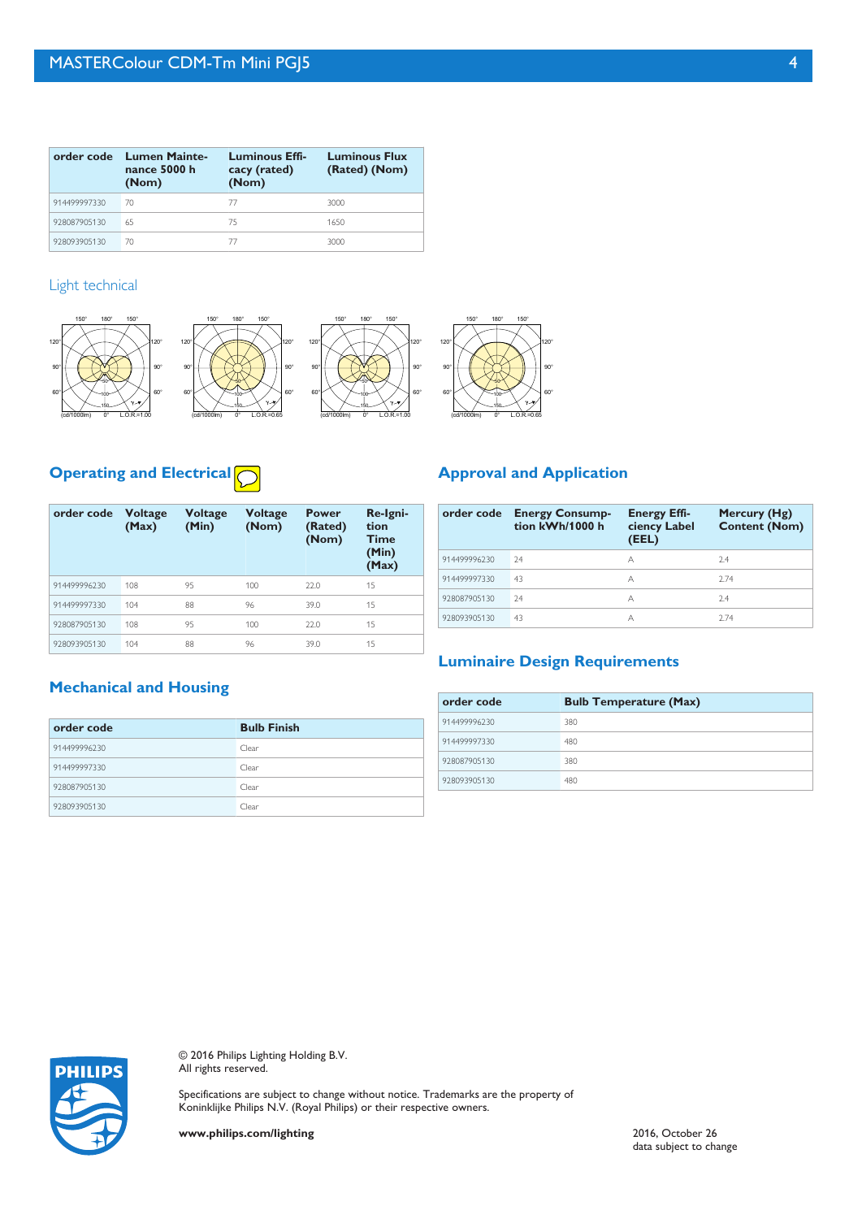| order code | Lumen Maintenance 5000 h (Nom) | Luminous Efficacy (rated) (Nom) | Luminous Flux (Rated) (Nom) |
|---|---|---|---|
| 914499997330 | 70 | 77 | 3000 |
| 928087905130 | 65 | 75 | 1650 |
| 928093905130 | 70 | 77 | 3000 |

## Light technical

150° 180° 150°
120° 120°
90° 90°
60° 60°
(cd/1000lm) 0° L.O.R.=1.00

150° 180° 150°
120° 120°
90° 90°
60° 60°
(cd/1000lm) 0° L.O.R.=0.65

150° 180° 150°
120° 120°
90° 90°
60° 60°
(cd/1000lm) 0° L.O.R.=1.00

150° 180° 150°
120° 120°
90° 90°
60° 60°
(cd/1000lm) 0° L.O.R.=0.65

## Operating and Electrical

| order code | Voltage (Max) | Voltage (Min) | Voltage (Nom) | Power (Rated) (Nom) | Re-Ignition Time (Min) (Max) |
|---|---|---|---|---|---|
| 914499996230 | 108 | 95 | 100 | 22.0 | 15 |
| 914499997330 | 104 | 88 | 96 | 39.0 | 15 |
| 928087905130 | 108 | 95 | 100 | 22.0 | 15 |
| 928093905130 | 104 | 88 | 96 | 39.0 | 15 |

## Mechanical and Housing

| order code | Bulb Finish |
|---|---|
| 914499996230 | Clear |
| 914499997330 | Clear |
| 928087905130 | Clear |
| 928093905130 | Clear |

## Approval and Application

| order code | Energy Consumption kWh/1000 h | Energy Efficiency Label (EEL) | Mercury (Hg) Content (Nom) |
|---|---|---|---|
| 914499996230 | 24 | A | 2.4 |
| 914499997330 | 43 | A | 2.74 |
| 928087905130 | 24 | A | 2.4 |
| 928093905130 | 43 | A | 2.74 |

## Luminaire Design Requirements

| order code | Bulb Temperature (Max) |
|---|---|
| 914499996230 | 380 |
| 914499997330 | 480 |
| 928087905130 | 380 |
| 928093905130 | 480 |

© 2016 Philips Lighting Holding B.V.
All rights reserved.

Specifications are subject to change without notice. Trademarks are the property of Koninklijke Philips N.V. (Royal Philips) or their respective owners.

**www.philips.com/lighting**

2016, October 26
data subject to change